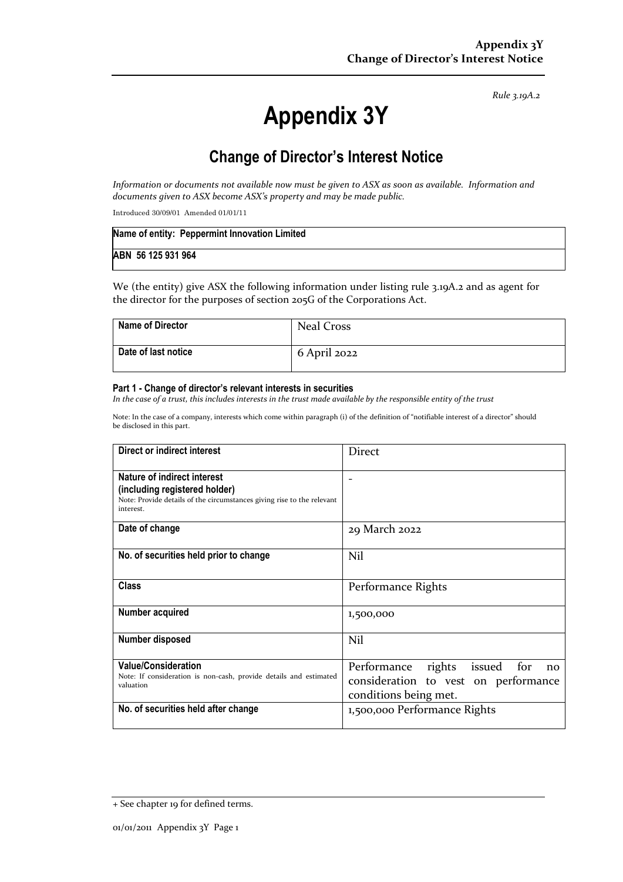*Rule 3.19A.2*

# Appendix 3Y

## Change of Director's Interest Notice

*Information or documents not available now must be given to ASX as soon as available. Information and documents given to ASX become ASX's property and may be made public.*

Introduced 30/09/01 Amended 01/01/11

| Name of entity: Peppermint Innovation Limited |
|---|
| ABN 56 125 931 964 |

We (the entity) give ASX the following information under listing rule 3.19A.2 and as agent for the director for the purposes of section 205G of the Corporations Act.

| Name of Director | Neal Cross |
|---|---|
| Date of last notice | 6 April 2022 |

#### Part 1 - Change of director's relevant interests in securities

*In the case of a trust, this includes interests in the trust made available by the responsible entity of the trust*

Note: In the case of a company, interests which come within paragraph (i) of the definition of "notifiable interest of a director" should be disclosed in this part.

| Direct or indirect interest | Direct |
|---|---|
| **Nature of indirect interest (including registered holder)** Note: Provide details of the circumstances giving rise to the relevant interest. | - |
| **Date of change** | 29 March 2022 |
| **No. of securities held prior to change** | Nil |
| **Class** | Performance Rights |
| **Number acquired** | 1,500,000 |
| **Number disposed** | Nil |
| **Value/Consideration** Note: If consideration is non-cash, provide details and estimated valuation | Performance rights issued for no consideration to vest on performance conditions being met. |
| **No. of securities held after change** | 1,500,000 Performance Rights |

+ See chapter 19 for defined terms.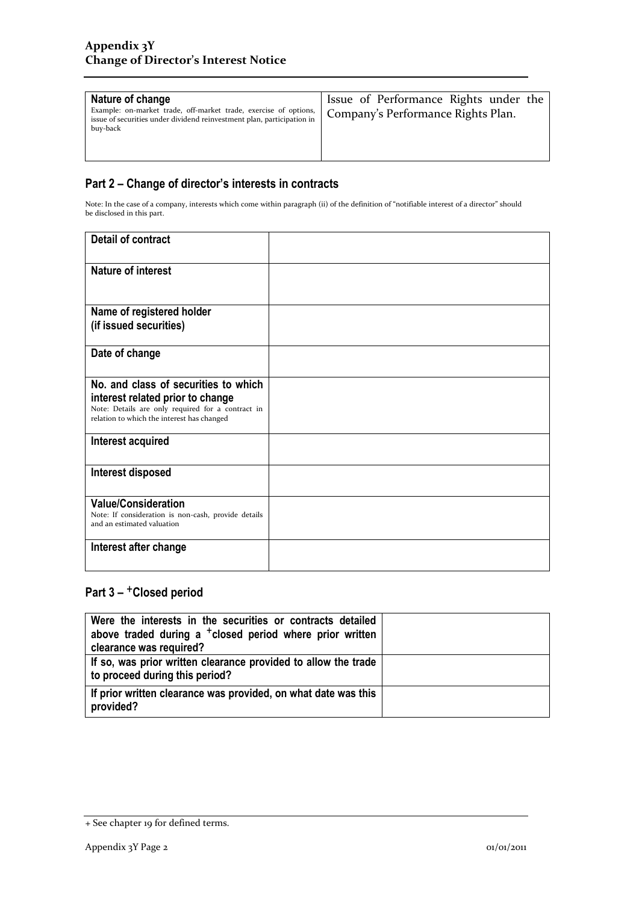## Appendix 3Y
## Change of Director's Interest Notice

| | |
|---|---|
| **Nature of change**<br>Example: on-market trade, off-market trade, exercise of options, issue of securities under dividend reinvestment plan, participation in buy-back | Issue of Performance Rights under the Company's Performance Rights Plan. |

## Part 2 – Change of director's interests in contracts

Note: In the case of a company, interests which come within paragraph (ii) of the definition of "notifiable interest of a director" should be disclosed in this part.

| | |
|---|---|
| **Detail of contract** | |
| **Nature of interest** | |
| **Name of registered holder (if issued securities)** | |
| **Date of change** | |
| **No. and class of securities to which interest related prior to change**<br>Note: Details are only required for a contract in relation to which the interest has changed | |
| **Interest acquired** | |
| **Interest disposed** | |
| **Value/Consideration**<br>Note: If consideration is non-cash, provide details and an estimated valuation | |
| **Interest after change** | |

## Part 3 – +Closed period

| | |
|---|---|
| **Were the interests in the securities or contracts detailed above traded during a +closed period where prior written clearance was required?** | |
| **If so, was prior written clearance provided to allow the trade to proceed during this period?** | |
| **If prior written clearance was provided, on what date was this provided?** | |

+ See chapter 19 for defined terms.